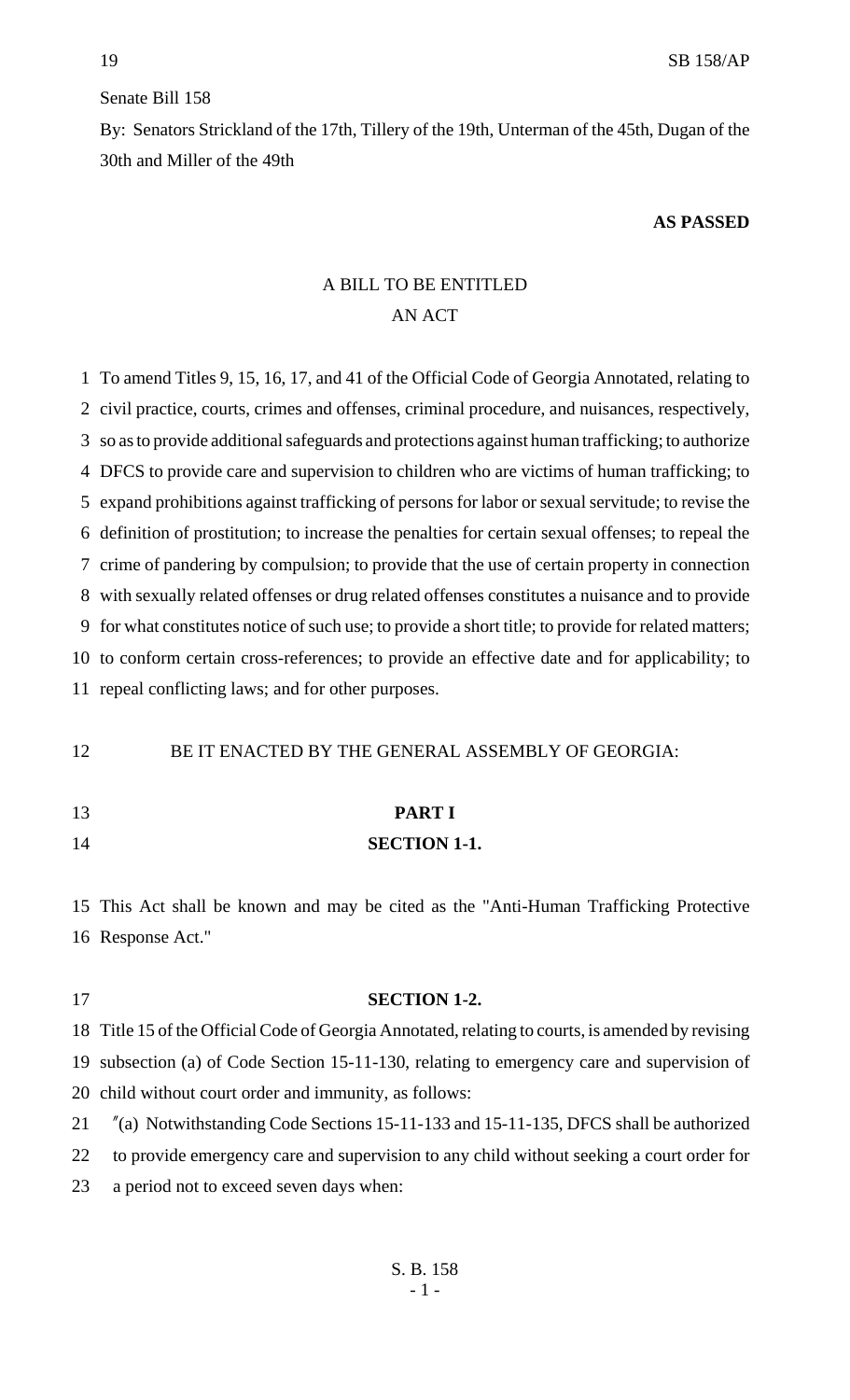Senate Bill 158

By: Senators Strickland of the 17th, Tillery of the 19th, Unterman of the 45th, Dugan of the 30th and Miller of the 49th

**AS PASSED**

A BILL TO BE ENTITLED
AN ACT

To amend Titles 9, 15, 16, 17, and 41 of the Official Code of Georgia Annotated, relating to civil practice, courts, crimes and offenses, criminal procedure, and nuisances, respectively, so as to provide additional safeguards and protections against human trafficking; to authorize DFCS to provide care and supervision to children who are victims of human trafficking; to expand prohibitions against trafficking of persons for labor or sexual servitude; to revise the definition of prostitution; to increase the penalties for certain sexual offenses; to repeal the crime of pandering by compulsion; to provide that the use of certain property in connection with sexually related offenses or drug related offenses constitutes a nuisance and to provide for what constitutes notice of such use; to provide a short title; to provide for related matters; to conform certain cross-references; to provide an effective date and for applicability; to repeal conflicting laws; and for other purposes.

BE IT ENACTED BY THE GENERAL ASSEMBLY OF GEORGIA:

**PART I**

**SECTION 1-1.**

This Act shall be known and may be cited as the "Anti-Human Trafficking Protective Response Act."

**SECTION 1-2.**

Title 15 of the Official Code of Georgia Annotated, relating to courts, is amended by revising subsection (a) of Code Section 15-11-130, relating to emergency care and supervision of child without court order and immunity, as follows:

"(a) Notwithstanding Code Sections 15-11-133 and 15-11-135, DFCS shall be authorized to provide emergency care and supervision to any child without seeking a court order for a period not to exceed seven days when: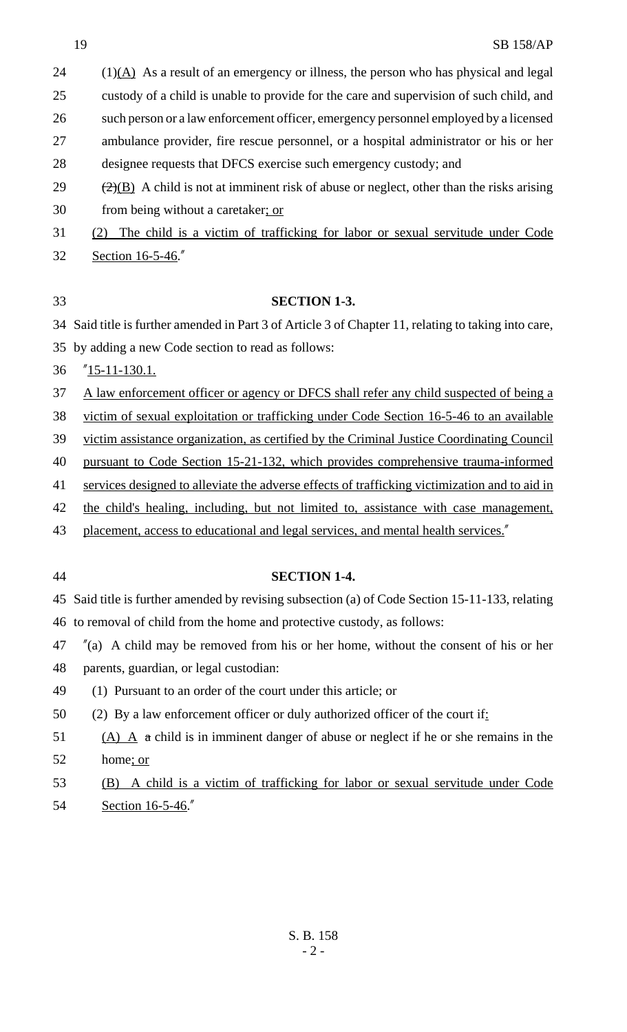(1)(A) As a result of an emergency or illness, the person who has physical and legal custody of a child is unable to provide for the care and supervision of such child, and such person or a law enforcement officer, emergency personnel employed by a licensed ambulance provider, fire rescue personnel, or a hospital administrator or his or her designee requests that DFCS exercise such emergency custody; and

~~(2)~~(B) A child is not at imminent risk of abuse or neglect, other than the risks arising from being without a caretaker; or

(2) The child is a victim of trafficking for labor or sexual servitude under Code Section 16-5-46."

**SECTION 1-3.**

Said title is further amended in Part 3 of Article 3 of Chapter 11, relating to taking into care, by adding a new Code section to read as follows:

"15-11-130.1.

A law enforcement officer or agency or DFCS shall refer any child suspected of being a victim of sexual exploitation or trafficking under Code Section 16-5-46 to an available victim assistance organization, as certified by the Criminal Justice Coordinating Council pursuant to Code Section 15-21-132, which provides comprehensive trauma-informed services designed to alleviate the adverse effects of trafficking victimization and to aid in the child's healing, including, but not limited to, assistance with case management, placement, access to educational and legal services, and mental health services."

**SECTION 1-4.**

Said title is further amended by revising subsection (a) of Code Section 15-11-133, relating to removal of child from the home and protective custody, as follows:

"(a) A child may be removed from his or her home, without the consent of his or her parents, guardian, or legal custodian:

(1) Pursuant to an order of the court under this article; or

(2) By a law enforcement officer or duly authorized officer of the court if:

(A) A ~~a~~ child is in imminent danger of abuse or neglect if he or she remains in the home; or

(B) A child is a victim of trafficking for labor or sexual servitude under Code Section 16-5-46."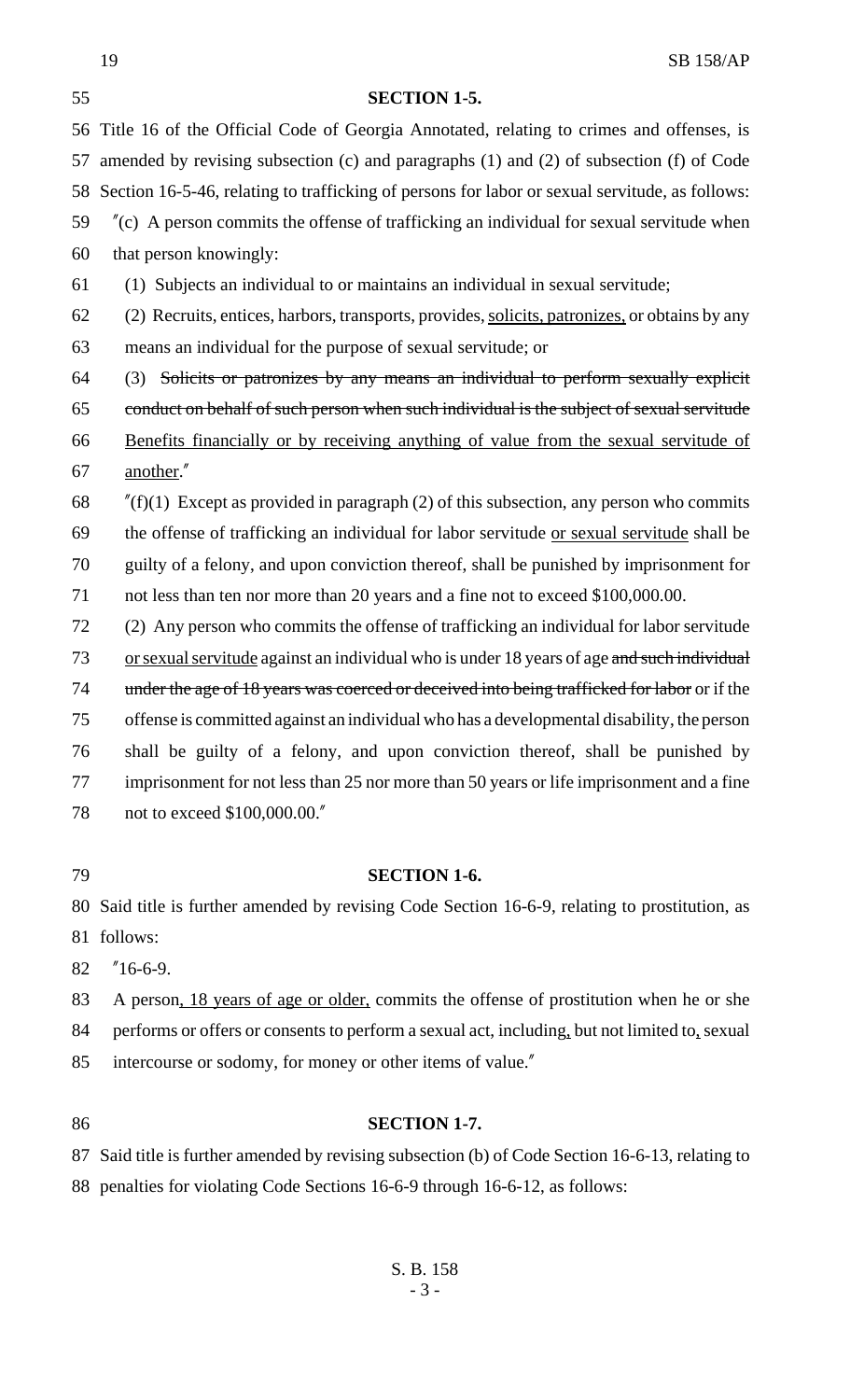**SECTION 1-5.**

Title 16 of the Official Code of Georgia Annotated, relating to crimes and offenses, is amended by revising subsection (c) and paragraphs (1) and (2) of subsection (f) of Code Section 16-5-46, relating to trafficking of persons for labor or sexual servitude, as follows:

"(c) A person commits the offense of trafficking an individual for sexual servitude when that person knowingly:

(1) Subjects an individual to or maintains an individual in sexual servitude;

(2) Recruits, entices, harbors, transports, provides, solicits, patronizes, or obtains by any means an individual for the purpose of sexual servitude; or

(3) ~~Solicits or patronizes by any means an individual to perform sexually explicit conduct on behalf of such person when such individual is the subject of sexual servitude~~ Benefits financially or by receiving anything of value from the sexual servitude of another."

"(f)(1) Except as provided in paragraph (2) of this subsection, any person who commits the offense of trafficking an individual for labor servitude or sexual servitude shall be guilty of a felony, and upon conviction thereof, shall be punished by imprisonment for not less than ten nor more than 20 years and a fine not to exceed $100,000.00.

(2) Any person who commits the offense of trafficking an individual for labor servitude or sexual servitude against an individual who is under 18 years of age ~~and such individual under the age of 18 years was coerced or deceived into being trafficked for labor~~ or if the offense is committed against an individual who has a developmental disability, the person shall be guilty of a felony, and upon conviction thereof, shall be punished by imprisonment for not less than 25 nor more than 50 years or life imprisonment and a fine not to exceed $100,000.00."

**SECTION 1-6.**

Said title is further amended by revising Code Section 16-6-9, relating to prostitution, as follows:

"16-6-9.

A person, 18 years of age or older, commits the offense of prostitution when he or she performs or offers or consents to perform a sexual act, including, but not limited to, sexual intercourse or sodomy, for money or other items of value."

**SECTION 1-7.**

Said title is further amended by revising subsection (b) of Code Section 16-6-13, relating to penalties for violating Code Sections 16-6-9 through 16-6-12, as follows: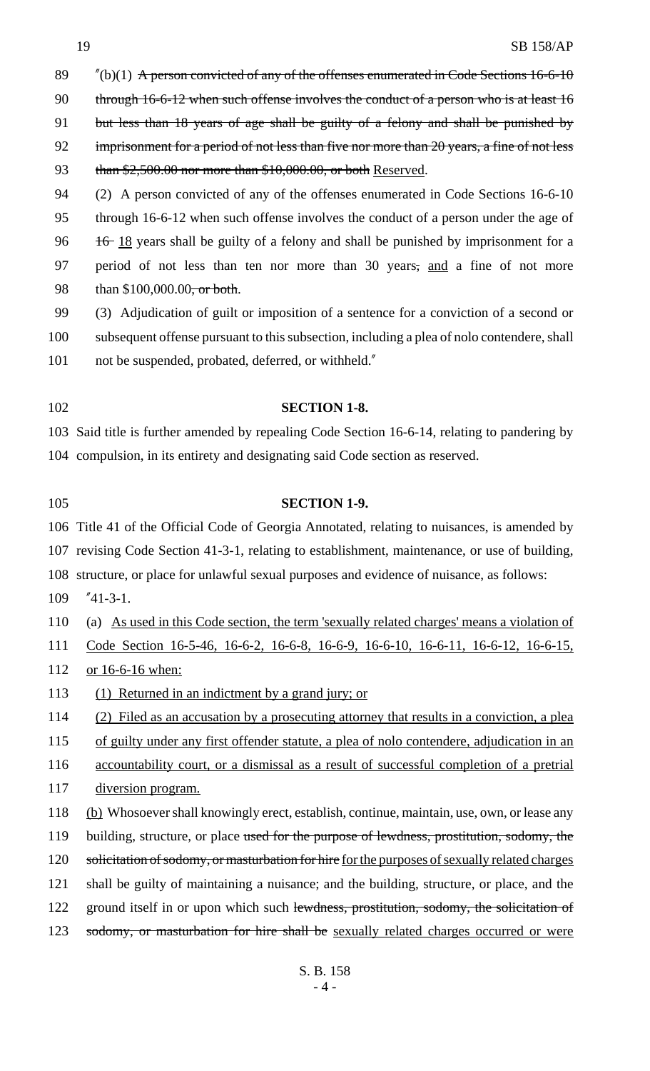"(b)(1) ~~A person convicted of any of the offenses enumerated in Code Sections 16-6-10 through 16-6-12 when such offense involves the conduct of a person who is at least 16 but less than 18 years of age shall be guilty of a felony and shall be punished by imprisonment for a period of not less than five nor more than 20 years, a fine of not less than $2,500.00 nor more than $10,000.00, or both~~ Reserved.

(2) A person convicted of any of the offenses enumerated in Code Sections 16-6-10 through 16-6-12 when such offense involves the conduct of a person under the age of ~~16~~ 18 years shall be guilty of a felony and shall be punished by imprisonment for a period of not less than ten nor more than 30 years~~,~~ and a fine of not more than $100,000.00~~, or both~~.

(3) Adjudication of guilt or imposition of a sentence for a conviction of a second or subsequent offense pursuant to this subsection, including a plea of nolo contendere, shall not be suspended, probated, deferred, or withheld."

**SECTION 1-8.**

Said title is further amended by repealing Code Section 16-6-14, relating to pandering by compulsion, in its entirety and designating said Code section as reserved.

**SECTION 1-9.**

Title 41 of the Official Code of Georgia Annotated, relating to nuisances, is amended by revising Code Section 41-3-1, relating to establishment, maintenance, or use of building, structure, or place for unlawful sexual purposes and evidence of nuisance, as follows:

"41-3-1.

(a) As used in this Code section, the term 'sexually related charges' means a violation of Code Section 16-5-46, 16-6-2, 16-6-8, 16-6-9, 16-6-10, 16-6-11, 16-6-12, 16-6-15, or 16-6-16 when:

(1) Returned in an indictment by a grand jury; or

(2) Filed as an accusation by a prosecuting attorney that results in a conviction, a plea of guilty under any first offender statute, a plea of nolo contendere, adjudication in an accountability court, or a dismissal as a result of successful completion of a pretrial diversion program.

(b) Whosoever shall knowingly erect, establish, continue, maintain, use, own, or lease any building, structure, or place ~~used for the purpose of lewdness, prostitution, sodomy, the solicitation of sodomy, or masturbation for hire~~ for the purposes of sexually related charges shall be guilty of maintaining a nuisance; and the building, structure, or place, and the ground itself in or upon which such ~~lewdness, prostitution, sodomy, the solicitation of sodomy, or masturbation for hire shall be~~ sexually related charges occurred or were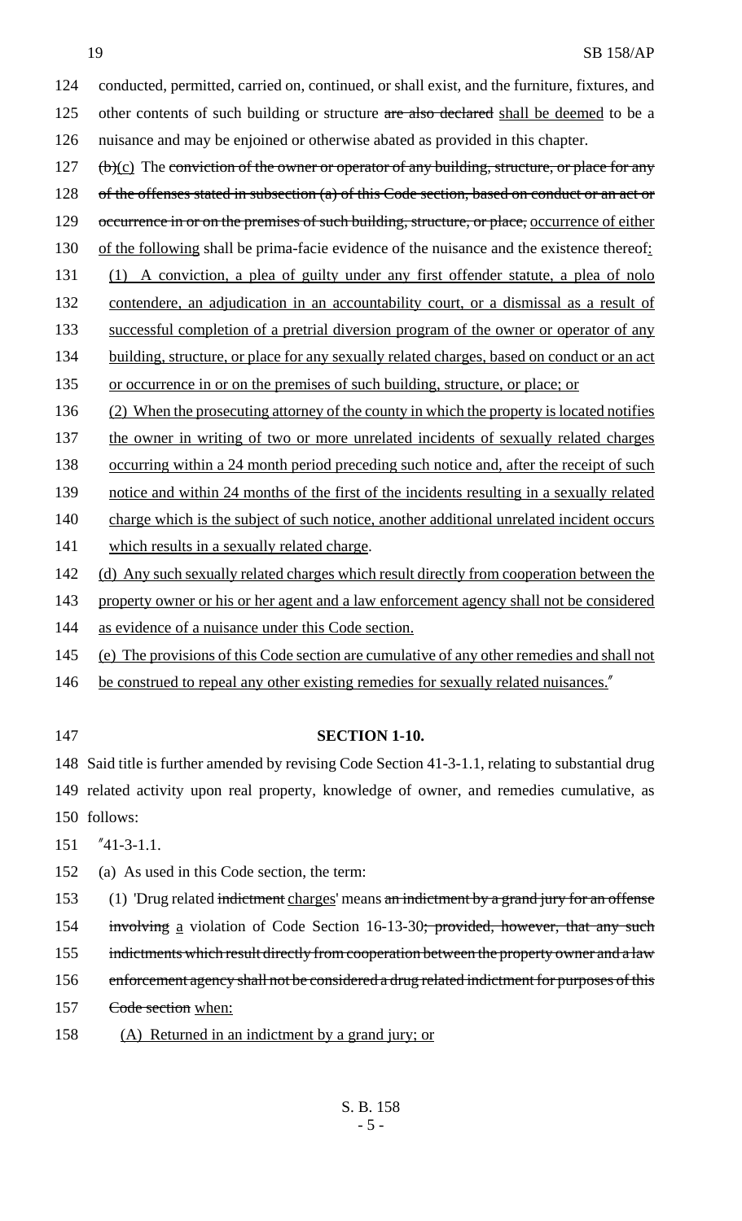conducted, permitted, carried on, continued, or shall exist, and the furniture, fixtures, and other contents of such building or structure ~~are also declared~~ shall be deemed to be a nuisance and may be enjoined or otherwise abated as provided in this chapter.

~~(b)~~(c) The ~~conviction of the owner or operator of any building, structure, or place for any of the offenses stated in subsection (a) of this Code section, based on conduct or an act or occurrence in or on the premises of such building, structure, or place,~~ occurrence of either of the following shall be prima-facie evidence of the nuisance and the existence thereof:

(1) A conviction, a plea of guilty under any first offender statute, a plea of nolo contendere, an adjudication in an accountability court, or a dismissal as a result of successful completion of a pretrial diversion program of the owner or operator of any building, structure, or place for any sexually related charges, based on conduct or an act or occurrence in or on the premises of such building, structure, or place; or

(2) When the prosecuting attorney of the county in which the property is located notifies the owner in writing of two or more unrelated incidents of sexually related charges occurring within a 24 month period preceding such notice and, after the receipt of such notice and within 24 months of the first of the incidents resulting in a sexually related charge which is the subject of such notice, another additional unrelated incident occurs which results in a sexually related charge.

(d) Any such sexually related charges which result directly from cooperation between the property owner or his or her agent and a law enforcement agency shall not be considered as evidence of a nuisance under this Code section.

(e) The provisions of this Code section are cumulative of any other remedies and shall not be construed to repeal any other existing remedies for sexually related nuisances."

**SECTION 1-10.**

Said title is further amended by revising Code Section 41-3-1.1, relating to substantial drug related activity upon real property, knowledge of owner, and remedies cumulative, as follows:

"41-3-1.1.

(a) As used in this Code section, the term:

(1) 'Drug related ~~indictment~~ charges' means ~~an indictment by a grand jury for an offense involving~~ a violation of Code Section 16-13-30~~; provided, however, that any such indictments which result directly from cooperation between the property owner and a law enforcement agency shall not be considered a drug related indictment for purposes of this Code section~~ when:

(A) Returned in an indictment by a grand jury; or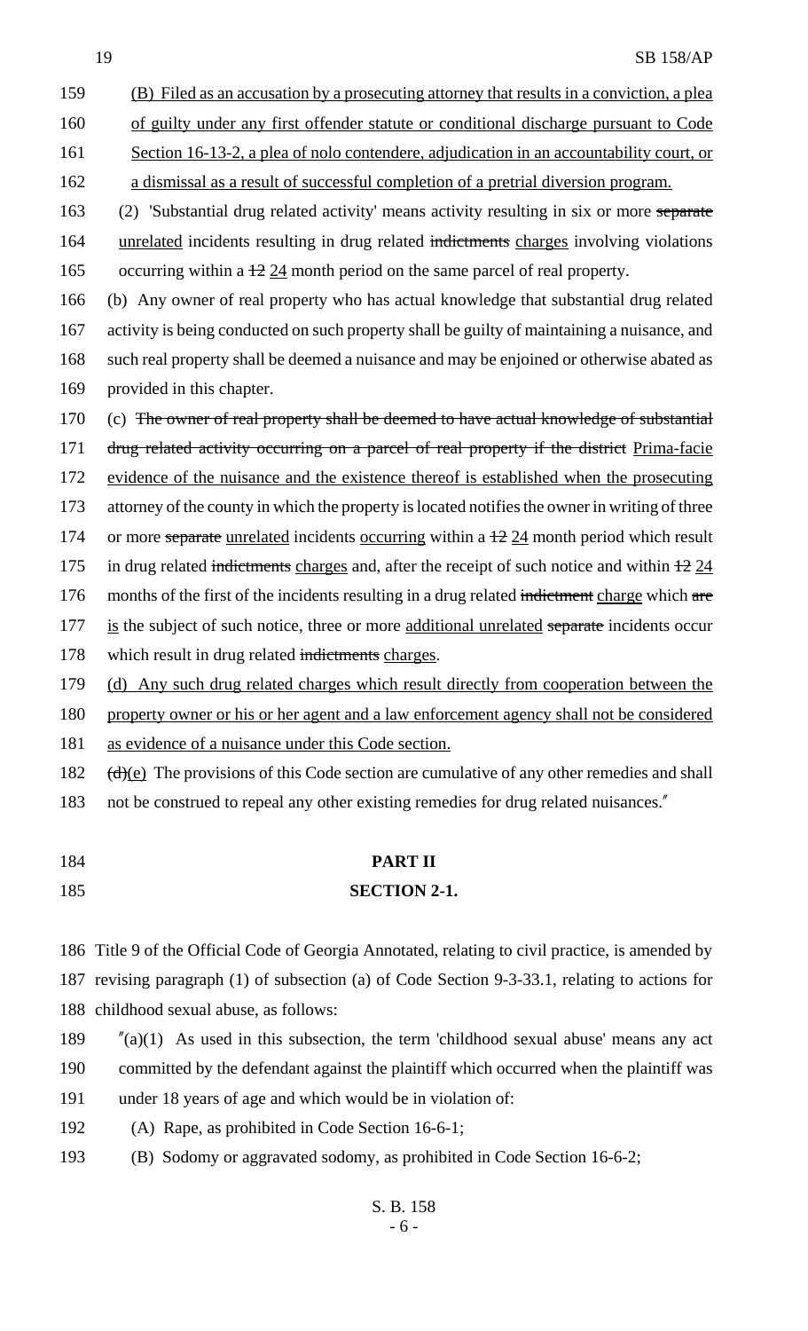(B) Filed as an accusation by a prosecuting attorney that results in a conviction, a plea of guilty under any first offender statute or conditional discharge pursuant to Code Section 16-13-2, a plea of nolo contendere, adjudication in an accountability court, or a dismissal as a result of successful completion of a pretrial diversion program.

(2) 'Substantial drug related activity' means activity resulting in six or more ~~separate~~ unrelated incidents resulting in drug related ~~indictments~~ charges involving violations occurring within a ~~12~~ 24 month period on the same parcel of real property.

(b) Any owner of real property who has actual knowledge that substantial drug related activity is being conducted on such property shall be guilty of maintaining a nuisance, and such real property shall be deemed a nuisance and may be enjoined or otherwise abated as provided in this chapter.

(c) ~~The owner of real property shall be deemed to have actual knowledge of substantial drug related activity occurring on a parcel of real property if the district~~ Prima-facie evidence of the nuisance and the existence thereof is established when the prosecuting attorney of the county in which the property is located notifies the owner in writing of three or more ~~separate~~ unrelated incidents occurring within a ~~12~~ 24 month period which result in drug related ~~indictments~~ charges and, after the receipt of such notice and within ~~12~~ 24 months of the first of the incidents resulting in a drug related ~~indictment~~ charge which ~~are~~ is the subject of such notice, three or more additional unrelated ~~separate~~ incidents occur which result in drug related ~~indictments~~ charges.

(d) Any such drug related charges which result directly from cooperation between the property owner or his or her agent and a law enforcement agency shall not be considered as evidence of a nuisance under this Code section.

~~(d)~~(e) The provisions of this Code section are cumulative of any other remedies and shall not be construed to repeal any other existing remedies for drug related nuisances."

**PART II**

**SECTION 2-1.**

Title 9 of the Official Code of Georgia Annotated, relating to civil practice, is amended by revising paragraph (1) of subsection (a) of Code Section 9-3-33.1, relating to actions for childhood sexual abuse, as follows:

"(a)(1) As used in this subsection, the term 'childhood sexual abuse' means any act committed by the defendant against the plaintiff which occurred when the plaintiff was under 18 years of age and which would be in violation of:

(A) Rape, as prohibited in Code Section 16-6-1;

(B) Sodomy or aggravated sodomy, as prohibited in Code Section 16-6-2;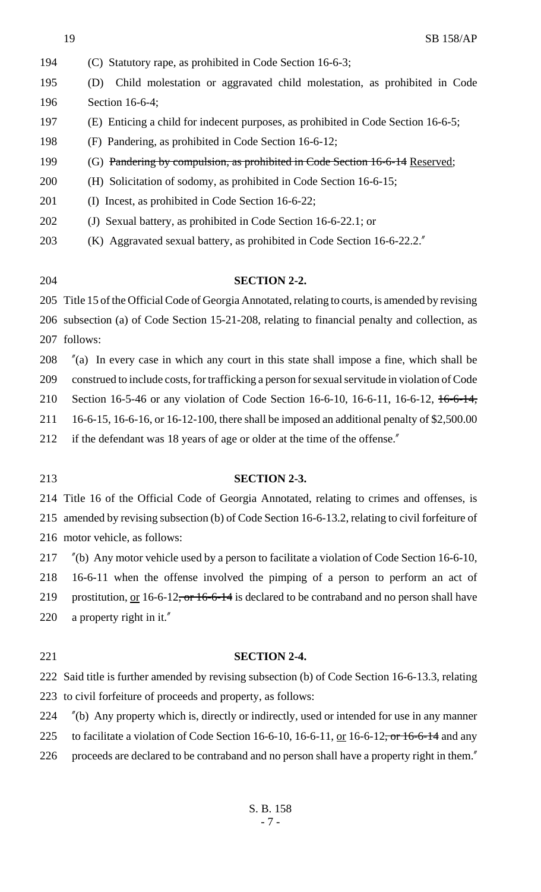194 (C) Statutory rape, as prohibited in Code Section 16-6-3;

195 (D) Child molestation or aggravated child molestation, as prohibited in Code
196 Section 16-6-4;

197 (E) Enticing a child for indecent purposes, as prohibited in Code Section 16-6-5;

198 (F) Pandering, as prohibited in Code Section 16-6-12;

199 (G) ~~Pandering by compulsion, as prohibited in Code Section 16-6-14~~ <u>Reserved</u>;

200 (H) Solicitation of sodomy, as prohibited in Code Section 16-6-15;

201 (I) Incest, as prohibited in Code Section 16-6-22;

202 (J) Sexual battery, as prohibited in Code Section 16-6-22.1; or

203 (K) Aggravated sexual battery, as prohibited in Code Section 16-6-22.2."

204 **SECTION 2-2.**

205 Title 15 of the Official Code of Georgia Annotated, relating to courts, is amended by revising
206 subsection (a) of Code Section 15-21-208, relating to financial penalty and collection, as
207 follows:

208 "(a) In every case in which any court in this state shall impose a fine, which shall be
209 construed to include costs, for trafficking a person for sexual servitude in violation of Code
210 Section 16-5-46 or any violation of Code Section 16-6-10, 16-6-11, 16-6-12, ~~16-6-14,~~
211 16-6-15, 16-6-16, or 16-12-100, there shall be imposed an additional penalty of $2,500.00
212 if the defendant was 18 years of age or older at the time of the offense."

213 **SECTION 2-3.**

214 Title 16 of the Official Code of Georgia Annotated, relating to crimes and offenses, is
215 amended by revising subsection (b) of Code Section 16-6-13.2, relating to civil forfeiture of
216 motor vehicle, as follows:

217 "(b) Any motor vehicle used by a person to facilitate a violation of Code Section 16-6-10,
218 16-6-11 when the offense involved the pimping of a person to perform an act of
219 prostitution, <u>or</u> 16-6-12~~, or 16-6-14~~ is declared to be contraband and no person shall have
220 a property right in it."

221 **SECTION 2-4.**

222 Said title is further amended by revising subsection (b) of Code Section 16-6-13.3, relating
223 to civil forfeiture of proceeds and property, as follows:

224 "(b) Any property which is, directly or indirectly, used or intended for use in any manner
225 to facilitate a violation of Code Section 16-6-10, 16-6-11, <u>or</u> 16-6-12~~, or 16-6-14~~ and any
226 proceeds are declared to be contraband and no person shall have a property right in them."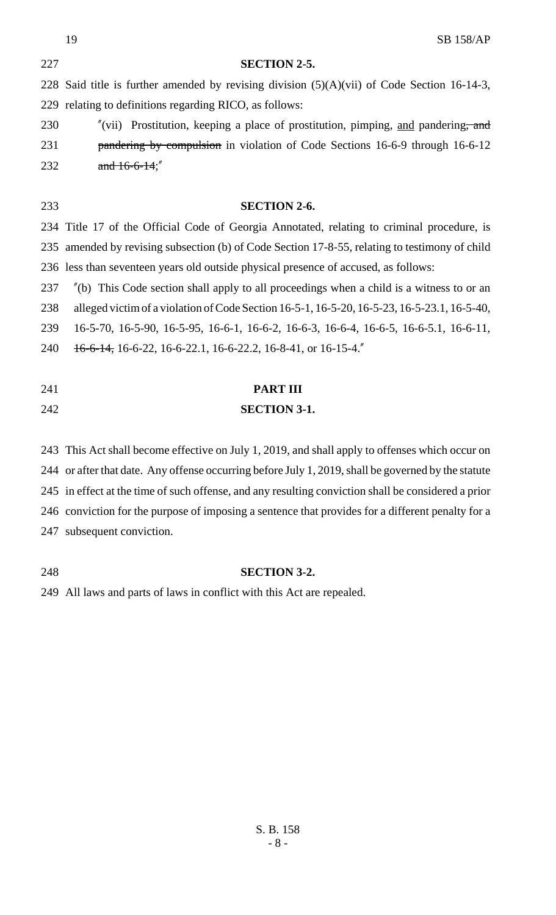**SECTION 2-5.**

Said title is further amended by revising division (5)(A)(vii) of Code Section 16-14-3, relating to definitions regarding RICO, as follows:

"(vii) Prostitution, keeping a place of prostitution, pimping, <u>and</u> pandering~~, and pandering by compulsion~~ in violation of Code Sections 16-6-9 through 16-6-12 ~~and 16-6-14~~;"

**SECTION 2-6.**

Title 17 of the Official Code of Georgia Annotated, relating to criminal procedure, is amended by revising subsection (b) of Code Section 17-8-55, relating to testimony of child less than seventeen years old outside physical presence of accused, as follows:

"(b) This Code section shall apply to all proceedings when a child is a witness to or an alleged victim of a violation of Code Section 16-5-1, 16-5-20, 16-5-23, 16-5-23.1, 16-5-40, 16-5-70, 16-5-90, 16-5-95, 16-6-1, 16-6-2, 16-6-3, 16-6-4, 16-6-5, 16-6-5.1, 16-6-11, ~~16-6-14,~~ 16-6-22, 16-6-22.1, 16-6-22.2, 16-8-41, or 16-15-4."

**PART III**

**SECTION 3-1.**

This Act shall become effective on July 1, 2019, and shall apply to offenses which occur on or after that date. Any offense occurring before July 1, 2019, shall be governed by the statute in effect at the time of such offense, and any resulting conviction shall be considered a prior conviction for the purpose of imposing a sentence that provides for a different penalty for a subsequent conviction.

**SECTION 3-2.**

All laws and parts of laws in conflict with this Act are repealed.